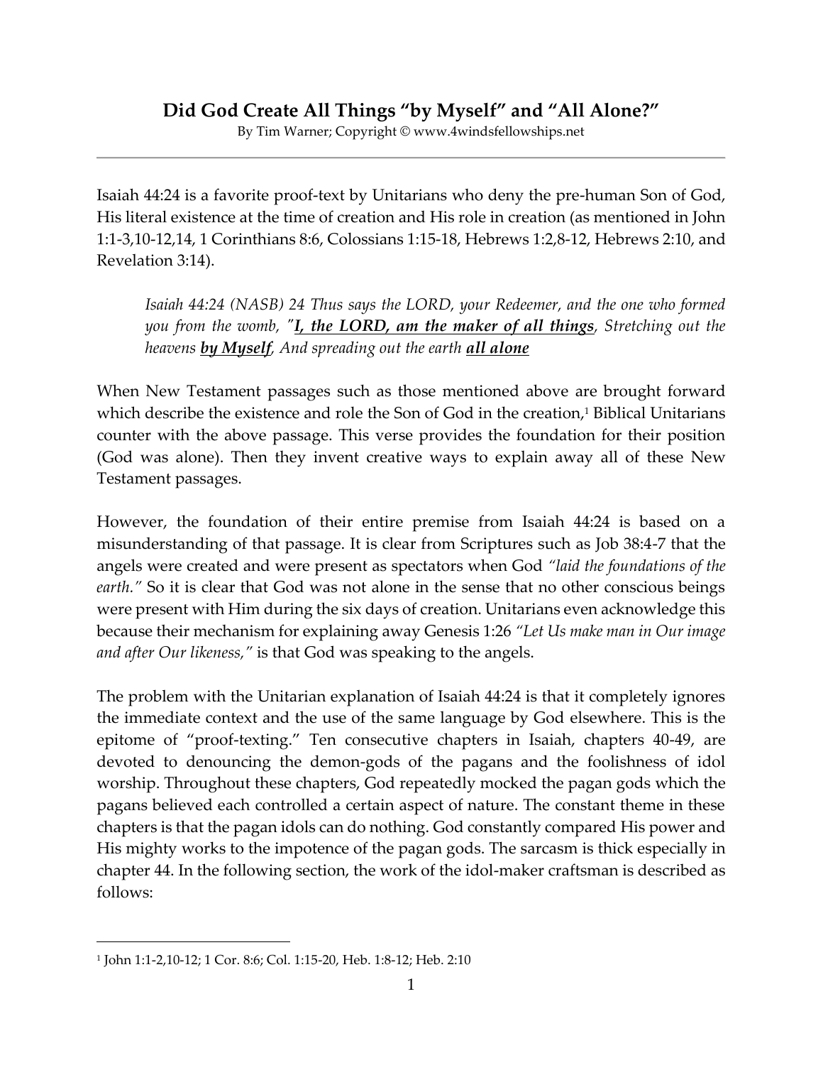# Did God Create All Things "by Myself" and "All Alone?"

By Tim Warner; Copyright © www.4windsfellowships.net

---

Isaiah 44:24 is a favorite proof-text by Unitarians who deny the pre-human Son of God, His literal existence at the time of creation and His role in creation (as mentioned in John 1:1-3,10-12,14, 1 Corinthians 8:6, Colossians 1:15-18, Hebrews 1:2,8-12, Hebrews 2:10, and Revelation 3:14).

> *Isaiah 44:24 (NASB) 24 Thus says the LORD, your Redeemer, and the one who formed you from the womb, "**I, the LORD, am the maker of all things**, Stretching out the heavens **by Myself**, And spreading out the earth **all alone***

When New Testament passages such as those mentioned above are brought forward which describe the existence and role the Son of God in the creation,[1] Biblical Unitarians counter with the above passage. This verse provides the foundation for their position (God was alone). Then they invent creative ways to explain away all of these New Testament passages.

However, the foundation of their entire premise from Isaiah 44:24 is based on a misunderstanding of that passage. It is clear from Scriptures such as Job 38:4-7 that the angels were created and were present as spectators when God *"laid the foundations of the earth."* So it is clear that God was not alone in the sense that no other conscious beings were present with Him during the six days of creation. Unitarians even acknowledge this because their mechanism for explaining away Genesis 1:26 *"Let Us make man in Our image and after Our likeness,"* is that God was speaking to the angels.

The problem with the Unitarian explanation of Isaiah 44:24 is that it completely ignores the immediate context and the use of the same language by God elsewhere. This is the epitome of "proof-texting." Ten consecutive chapters in Isaiah, chapters 40-49, are devoted to denouncing the demon-gods of the pagans and the foolishness of idol worship. Throughout these chapters, God repeatedly mocked the pagan gods which the pagans believed each controlled a certain aspect of nature. The constant theme in these chapters is that the pagan idols can do nothing. God constantly compared His power and His mighty works to the impotence of the pagan gods. The sarcasm is thick especially in chapter 44. In the following section, the work of the idol-maker craftsman is described as follows:

---

[1] John 1:1-2,10-12; 1 Cor. 8:6; Col. 1:15-20, Heb. 1:8-12; Heb. 2:10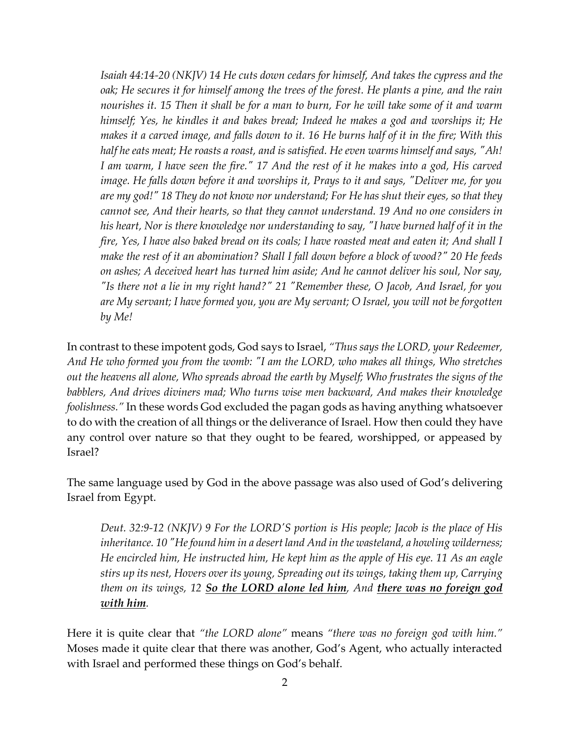> *Isaiah 44:14-20 (NKJV) 14 He cuts down cedars for himself, And takes the cypress and the oak; He secures it for himself among the trees of the forest. He plants a pine, and the rain nourishes it. 15 Then it shall be for a man to burn, For he will take some of it and warm himself; Yes, he kindles it and bakes bread; Indeed he makes a god and worships it; He makes it a carved image, and falls down to it. 16 He burns half of it in the fire; With this half he eats meat; He roasts a roast, and is satisfied. He even warms himself and says, "Ah! I am warm, I have seen the fire." 17 And the rest of it he makes into a god, His carved image. He falls down before it and worships it, Prays to it and says, "Deliver me, for you are my god!" 18 They do not know nor understand; For He has shut their eyes, so that they cannot see, And their hearts, so that they cannot understand. 19 And no one considers in his heart, Nor is there knowledge nor understanding to say, "I have burned half of it in the fire, Yes, I have also baked bread on its coals; I have roasted meat and eaten it; And shall I make the rest of it an abomination? Shall I fall down before a block of wood?" 20 He feeds on ashes; A deceived heart has turned him aside; And he cannot deliver his soul, Nor say, "Is there not a lie in my right hand?" 21 "Remember these, O Jacob, And Israel, for you are My servant; I have formed you, you are My servant; O Israel, you will not be forgotten by Me!*

In contrast to these impotent gods, God says to Israel, *"Thus says the LORD, your Redeemer, And He who formed you from the womb: "I am the LORD, who makes all things, Who stretches out the heavens all alone, Who spreads abroad the earth by Myself; Who frustrates the signs of the babblers, And drives diviners mad; Who turns wise men backward, And makes their knowledge foolishness."* In these words God excluded the pagan gods as having anything whatsoever to do with the creation of all things or the deliverance of Israel. How then could they have any control over nature so that they ought to be feared, worshipped, or appeased by Israel?

The same language used by God in the above passage was also used of God's delivering Israel from Egypt.

> *Deut. 32:9-12 (NKJV) 9 For the LORD'S portion is His people; Jacob is the place of His inheritance. 10 "He found him in a desert land And in the wasteland, a howling wilderness; He encircled him, He instructed him, He kept him as the apple of His eye. 11 As an eagle stirs up its nest, Hovers over its young, Spreading out its wings, taking them up, Carrying them on its wings, 12* ***<u>So the LORD alone led him</u>****, And* ***<u>there was no foreign god with him</u>****.*

Here it is quite clear that *"the LORD alone"* means *"there was no foreign god with him."* Moses made it quite clear that there was another, God's Agent, who actually interacted with Israel and performed these things on God's behalf.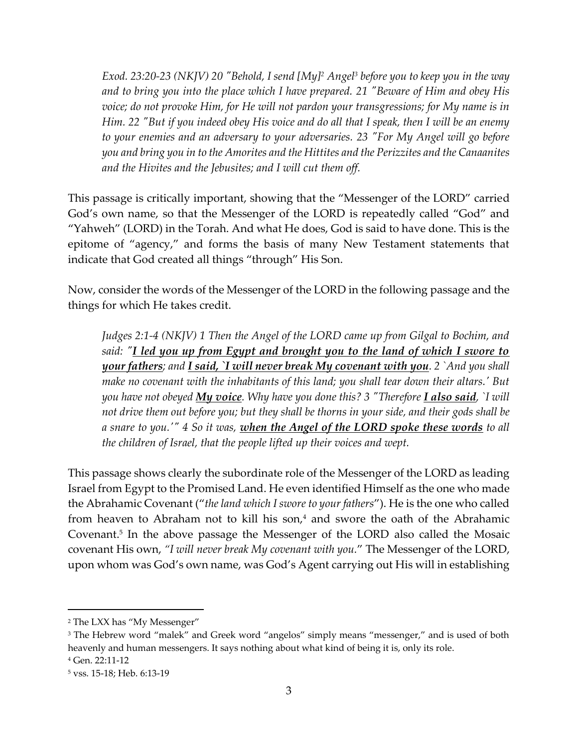> *Exod. 23:20-23 (NKJV) 20 "Behold, I send [My][2] Angel[3] before you to keep you in the way and to bring you into the place which I have prepared. 21 "Beware of Him and obey His voice; do not provoke Him, for He will not pardon your transgressions; for My name is in Him. 22 "But if you indeed obey His voice and do all that I speak, then I will be an enemy to your enemies and an adversary to your adversaries. 23 "For My Angel will go before you and bring you in to the Amorites and the Hittites and the Perizzites and the Canaanites and the Hivites and the Jebusites; and I will cut them off.*

This passage is critically important, showing that the "Messenger of the LORD" carried God's own name, so that the Messenger of the LORD is repeatedly called "God" and "Yahweh" (LORD) in the Torah. And what He does, God is said to have done. This is the epitome of "agency," and forms the basis of many New Testament statements that indicate that God created all things "through" His Son.

Now, consider the words of the Messenger of the LORD in the following passage and the things for which He takes credit.

> *Judges 2:1-4 (NKJV) 1 Then the Angel of the LORD came up from Gilgal to Bochim, and said: "**<u>I led you up from Egypt and brought you to the land of which I swore to your fathers</u>**; and **<u>I said, `I will never break My covenant with you</u>**. 2 `And you shall make no covenant with the inhabitants of this land; you shall tear down their altars.' But you have not obeyed **<u>My voice</u>**. Why have you done this? 3 "Therefore **<u>I also said</u>**, `I will not drive them out before you; but they shall be thorns in your side, and their gods shall be a snare to you.'" 4 So it was, **<u>when the Angel of the LORD spoke these words</u>** to all the children of Israel, that the people lifted up their voices and wept.*

This passage shows clearly the subordinate role of the Messenger of the LORD as leading Israel from Egypt to the Promised Land. He even identified Himself as the one who made the Abrahamic Covenant ("*the land which I swore to your fathers*"). He is the one who called from heaven to Abraham not to kill his son,[4] and swore the oath of the Abrahamic Covenant.[5] In the above passage the Messenger of the LORD also called the Mosaic covenant His own, *"I will never break My covenant with you."* The Messenger of the LORD, upon whom was God's own name, was God's Agent carrying out His will in establishing

---

[2] The LXX has "My Messenger"

[3] The Hebrew word "malek" and Greek word "angelos" simply means "messenger," and is used of both heavenly and human messengers. It says nothing about what kind of being it is, only its role.

[4] Gen. 22:11-12

[5] vss. 15-18; Heb. 6:13-19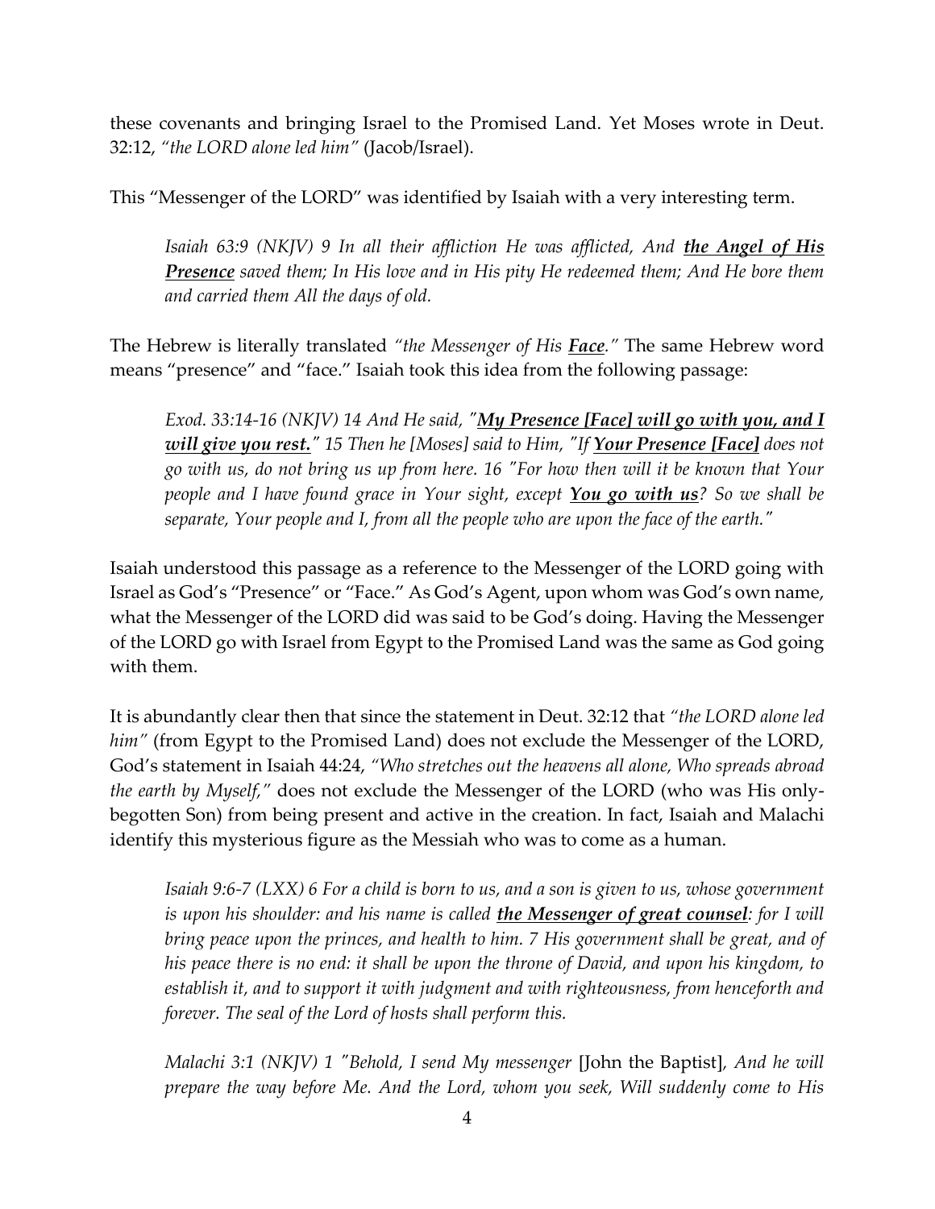these covenants and bringing Israel to the Promised Land. Yet Moses wrote in Deut. 32:12, *"the LORD alone led him"* (Jacob/Israel).

This "Messenger of the LORD" was identified by Isaiah with a very interesting term.

> *Isaiah 63:9 (NKJV) 9 In all their affliction He was afflicted, And **the Angel of His Presence** saved them; In His love and in His pity He redeemed them; And He bore them and carried them All the days of old.*

The Hebrew is literally translated *"the Messenger of His **Face**."* The same Hebrew word means "presence" and "face." Isaiah took this idea from the following passage:

> *Exod. 33:14-16 (NKJV) 14 And He said, "**My Presence [Face] will go with you, and I will give you rest.**" 15 Then he [Moses] said to Him, "If **Your Presence [Face]** does not go with us, do not bring us up from here. 16 "For how then will it be known that Your people and I have found grace in Your sight, except **You go with us**? So we shall be separate, Your people and I, from all the people who are upon the face of the earth."*

Isaiah understood this passage as a reference to the Messenger of the LORD going with Israel as God's "Presence" or "Face." As God's Agent, upon whom was God's own name, what the Messenger of the LORD did was said to be God's doing. Having the Messenger of the LORD go with Israel from Egypt to the Promised Land was the same as God going with them.

It is abundantly clear then that since the statement in Deut. 32:12 that *"the LORD alone led him"* (from Egypt to the Promised Land) does not exclude the Messenger of the LORD, God's statement in Isaiah 44:24, *"Who stretches out the heavens all alone, Who spreads abroad the earth by Myself,"* does not exclude the Messenger of the LORD (who was His only-begotten Son) from being present and active in the creation. In fact, Isaiah and Malachi identify this mysterious figure as the Messiah who was to come as a human.

> *Isaiah 9:6-7 (LXX) 6 For a child is born to us, and a son is given to us, whose government is upon his shoulder: and his name is called **the Messenger of great counsel**: for I will bring peace upon the princes, and health to him. 7 His government shall be great, and of his peace there is no end: it shall be upon the throne of David, and upon his kingdom, to establish it, and to support it with judgment and with righteousness, from henceforth and forever. The seal of the Lord of hosts shall perform this.*

> *Malachi 3:1 (NKJV) 1 "Behold, I send My messenger* [John the Baptist], *And he will prepare the way before Me. And the Lord, whom you seek, Will suddenly come to His*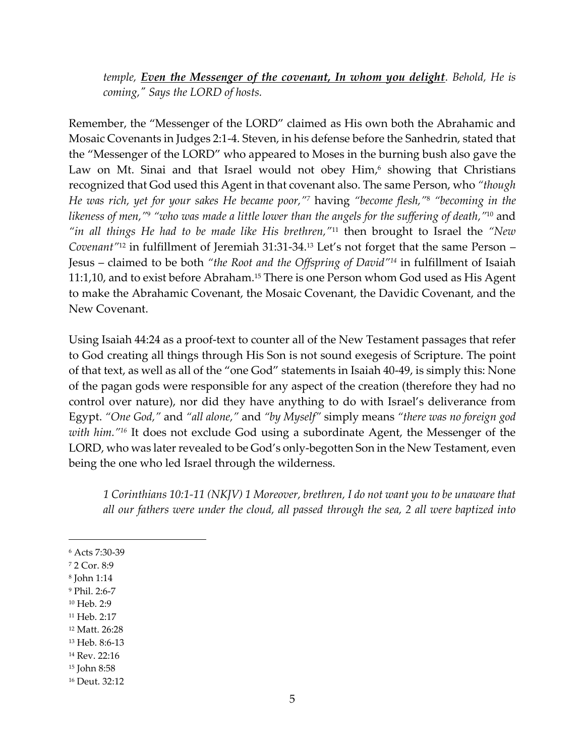*temple, **Even the Messenger of the covenant, In whom you delight**. Behold, He is coming," Says the LORD of hosts.*

Remember, the "Messenger of the LORD" claimed as His own both the Abrahamic and Mosaic Covenants in Judges 2:1-4. Steven, in his defense before the Sanhedrin, stated that the "Messenger of the LORD" who appeared to Moses in the burning bush also gave the Law on Mt. Sinai and that Israel would not obey Him,[6] showing that Christians recognized that God used this Agent in that covenant also. The same Person, who *"though He was rich, yet for your sakes He became poor,"*[7] having *"become flesh,"*[8] *"becoming in the likeness of men,"*[9] *"who was made a little lower than the angels for the suffering of death,"*[10] and *"in all things He had to be made like His brethren,"*[11] then brought to Israel the *"New Covenant"*[12] in fulfillment of Jeremiah 31:31-34.[13] Let's not forget that the same Person – Jesus – claimed to be both *"the Root and the Offspring of David"*[14] in fulfillment of Isaiah 11:1,10, and to exist before Abraham.[15] There is one Person whom God used as His Agent to make the Abrahamic Covenant, the Mosaic Covenant, the Davidic Covenant, and the New Covenant.

Using Isaiah 44:24 as a proof-text to counter all of the New Testament passages that refer to God creating all things through His Son is not sound exegesis of Scripture. The point of that text, as well as all of the "one God" statements in Isaiah 40-49, is simply this: None of the pagan gods were responsible for any aspect of the creation (therefore they had no control over nature), nor did they have anything to do with Israel's deliverance from Egypt. *"One God,"* and *"all alone,"* and *"by Myself"* simply means *"there was no foreign god with him."*[16] It does not exclude God using a subordinate Agent, the Messenger of the LORD, who was later revealed to be God's only-begotten Son in the New Testament, even being the one who led Israel through the wilderness.

*1 Corinthians 10:1-11 (NKJV) 1 Moreover, brethren, I do not want you to be unaware that all our fathers were under the cloud, all passed through the sea, 2 all were baptized into*

---

[6] Acts 7:30-39
[7] 2 Cor. 8:9
[8] John 1:14
[9] Phil. 2:6-7
[10] Heb. 2:9
[11] Heb. 2:17
[12] Matt. 26:28
[13] Heb. 8:6-13
[14] Rev. 22:16
[15] John 8:58
[16] Deut. 32:12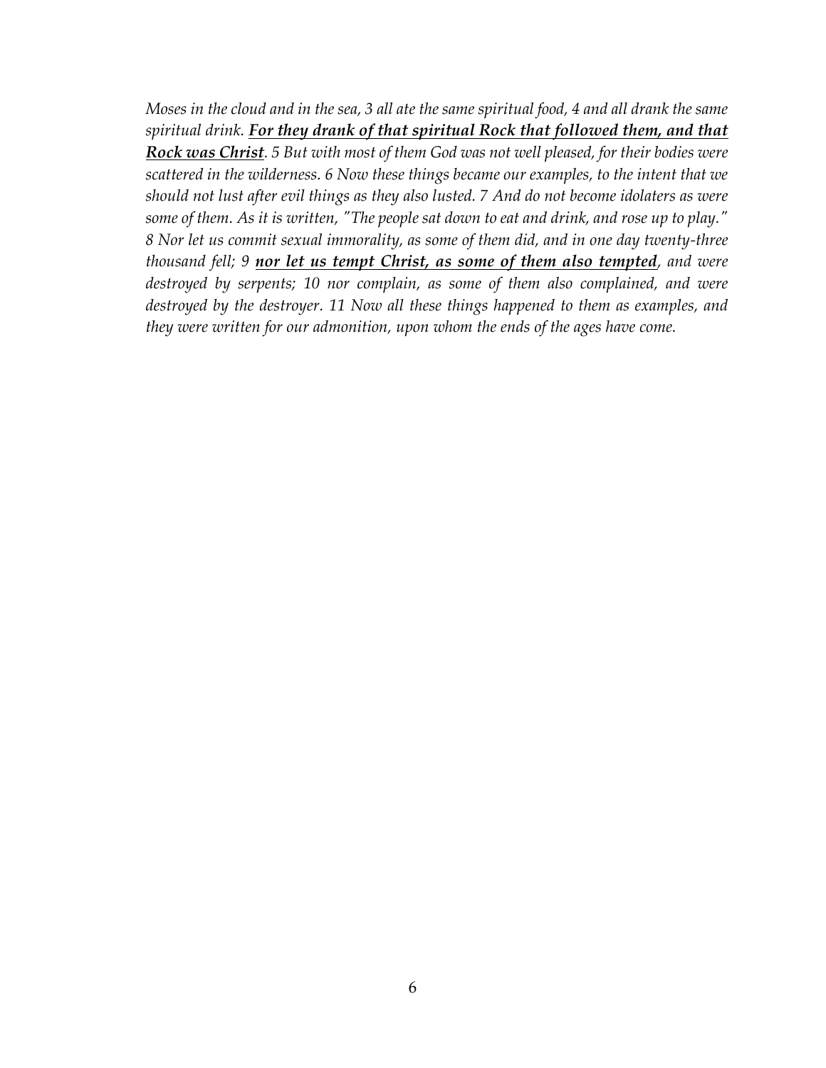*Moses in the cloud and in the sea, 3 all ate the same spiritual food, 4 and all drank the same spiritual drink.* ***<u>For they drank of that spiritual Rock that followed them, and that Rock was Christ</u>****. 5 But with most of them God was not well pleased, for their bodies were scattered in the wilderness. 6 Now these things became our examples, to the intent that we should not lust after evil things as they also lusted. 7 And do not become idolaters as were some of them. As it is written, "The people sat down to eat and drink, and rose up to play." 8 Nor let us commit sexual immorality, as some of them did, and in one day twenty-three thousand fell; 9* ***<u>nor let us tempt Christ, as some of them also tempted</u>****, and were destroyed by serpents; 10 nor complain, as some of them also complained, and were destroyed by the destroyer. 11 Now all these things happened to them as examples, and they were written for our admonition, upon whom the ends of the ages have come.*